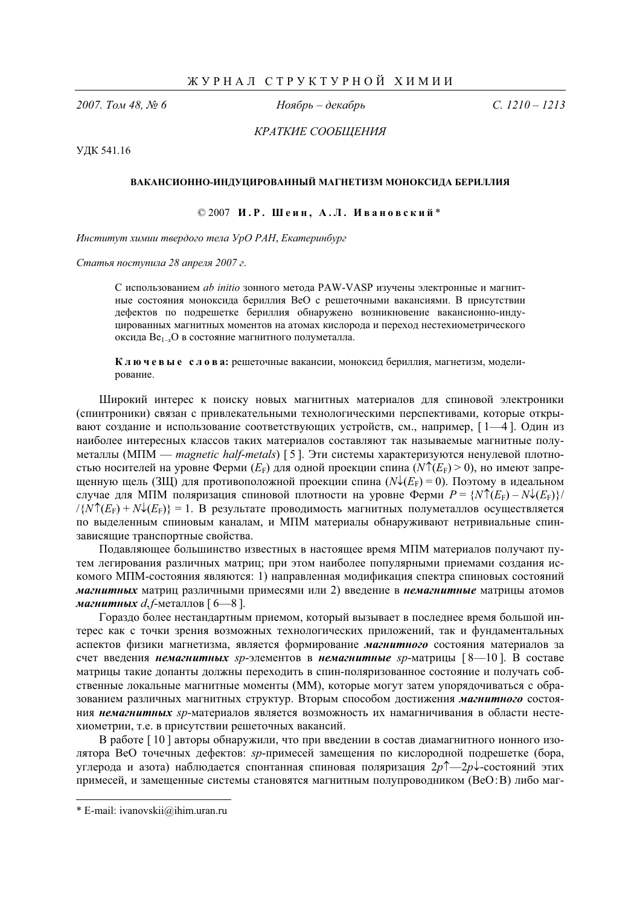КРАТКИЕ СООБЩЕНИЯ

УДК 541.16

# ВАКАНСИОННО-ИНДУЦИРОВАННЫЙ МАГНЕТИЗМ МОНОКСИДА БЕРИЛЛИЯ

© 2007 **И. Р. Шеин, А. Л. Ивановский\***

*Институт химии твердого тела УрО РАН, Екатеринбург*

*Статья поступила 28 апреля 2007 г.*

С использованием *ab initio* зонного метода PAW-VASP изучены электронные и магнитные состояния моноксида бериллия BeO с решеточными вакансиями. В присутствии дефектов по подрешетке бериллия обнаружено возникновение вакансионно-индуцированных магнитных моментов на атомах кислорода и переход нестехиометрического оксида $Be_{1-x}O$ в состояние магнитного полуметалла.

**Ключевые слова:** решеточные вакансии, моноксид бериллия, магнетизм, моделирование.

Широкий интерес к поиску новых магнитных материалов для спиновой электроники (спинтроники) связан с привлекательными технологическими перспективами, которые открывают создание и использование соответствующих устройств, см., например, [ 1—4 ]. Один из наиболее интересных классов таких материалов составляют так называемые магнитные полуметаллы (МПМ — *magnetic half-metals*) [ 5 ]. Эти системы характеризуются ненулевой плотностью носителей на уровне Ферми ($E_F$) для одной проекции спина ($N{\uparrow}(E_F) > 0$), но имеют запрещенную щель (ЗЩ) для противоположной проекции спина ($N{\downarrow}(E_F) = 0$). Поэтому в идеальном случае для МПМ поляризация спиновой плотности на уровне Ферми $P = \{N{\uparrow}(E_F) - N{\downarrow}(E_F)\}/ /\{N{\uparrow}(E_F) + N{\downarrow}(E_F)\} = 1$. В результате проводимость магнитных полуметаллов осуществляется по выделенным спиновым каналам, и МПМ материалы обнаруживают нетривиальные спин-зависящие транспортные свойства.

Подавляющее большинство известных в настоящее время МПМ материалов получают путем легирования различных матриц; при этом наиболее популярными приемами создания искомого МПМ-состояния являются: 1) направленная модификация спектра спиновых состояний ***магнитных*** матриц различными примесями или 2) введение в ***немагнитные*** матрицы атомов ***магнитных*** *d,f*-металлов [ 6—8 ].

Гораздо более нестандартным приемом, который вызывает в последнее время большой интерес как с точки зрения возможных технологических приложений, так и фундаментальных аспектов физики магнетизма, является формирование ***магнитного*** состояния материалов за счет введения ***немагнитных*** *sp*-элементов в ***немагнитные*** *sp*-матрицы [ 8—10 ]. В составе матрицы такие допанты должны переходить в спин-поляризованное состояние и получать собственные локальные магнитные моменты (ММ), которые могут затем упорядочиваться с образованием различных магнитных структур. Вторым способом достижения ***магнитного*** состояния ***немагнитных*** *sp*-материалов является возможность их намагничивания в области нестехиометрии, т.е. в присутствии решеточных вакансий.

В работе [ 10 ] авторы обнаружили, что при введении в состав диамагнитного ионного изолятора BeO точечных дефектов: *sp*-примесей замещения по кислородной подрешетке (бора, углерода и азота) наблюдается спонтанная спиновая поляризация $2p{\uparrow}$—$2p{\downarrow}$-состояний этих примесей, и замещенные системы становятся магнитным полупроводником (BeO:B) либо маг-

\* E-mail: ivanovskii@ihim.uran.ru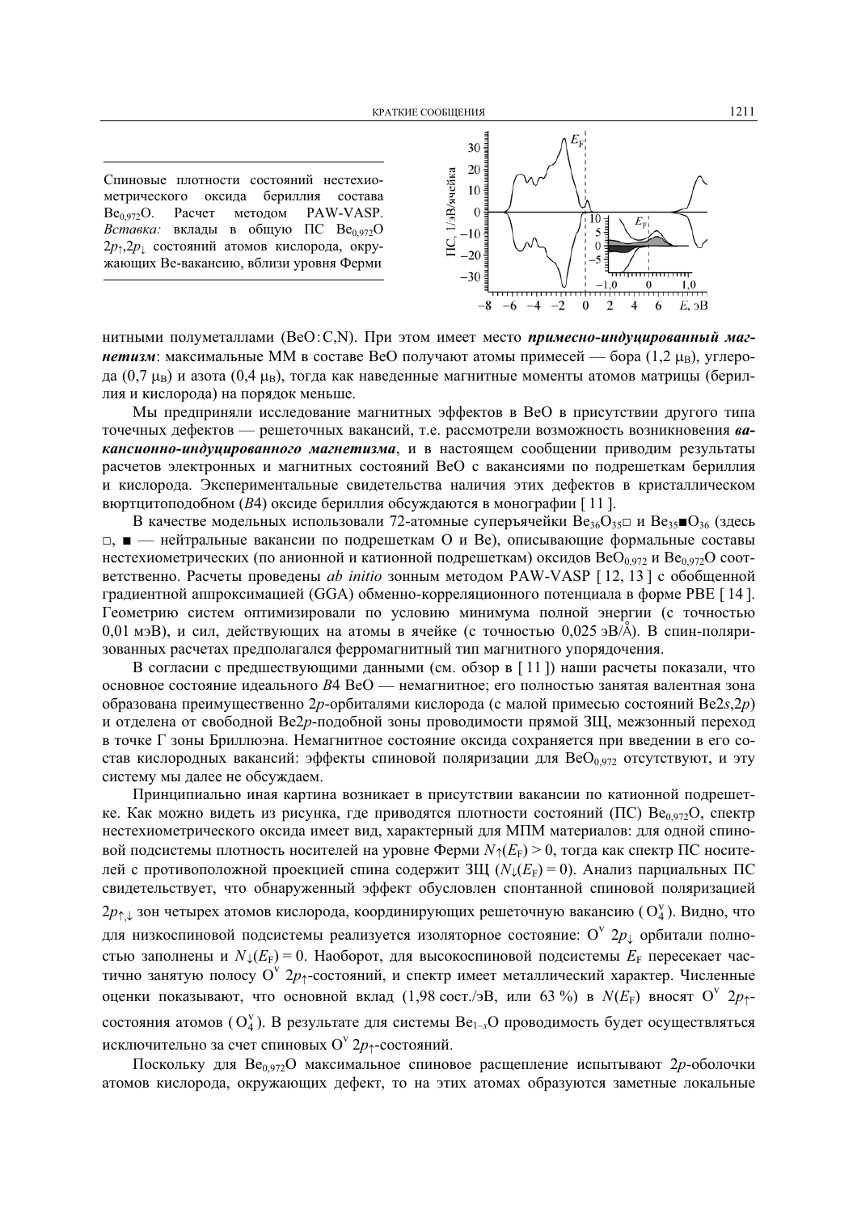Спиновые плотности состояний нестехиометрического оксида бериллия состава $Be_{0,972}O$. Расчет методом PAW-VASP. *Вставка:* вклады в общую ПС $Be_{0,972}O$ $2p_{\uparrow}, 2p_{\downarrow}$ состояний атомов кислорода, окружающих Be-вакансию, вблизи уровня Ферми

нитными полуметаллами (BeO:C,N). При этом имеет место ***примесно-индуцированный магнетизм***: максимальные ММ в составе BeO получают атомы примесей — бора (1,2 $\mu_B$), углерода (0,7 $\mu_B$) и азота (0,4 $\mu_B$), тогда как наведенные магнитные моменты атомов матрицы (бериллия и кислорода) на порядок меньше.

Мы предприняли исследование магнитных эффектов в BeO в присутствии другого типа точечных дефектов — решеточных вакансий, т.е. рассмотрели возможность возникновения ***вакансионно-индуцированного магнетизма***, и в настоящем сообщении приводим результаты расчетов электронных и магнитных состояний BeO с вакансиями по подрешеткам бериллия и кислорода. Экспериментальные свидетельства наличия этих дефектов в кристаллическом вюртцитоподобном (*B*4) оксиде бериллия обсуждаются в монографии [11].

В качестве модельных использовали 72-атомные суперъячейки $Be_{36}O_{35}\square$ и $Be_{35}\blacksquare O_{36}$ (здесь $\square$, $\blacksquare$ — нейтральные вакансии по подрешеткам O и Be), описывающие формальные составы нестехиометрических (по анионной и катионной подрешеткам) оксидов $BeO_{0,972}$ и $Be_{0,972}O$ соответственно. Расчеты проведены *ab initio* зонным методом PAW-VASP [12, 13] с обобщенной градиентной аппроксимацией (GGA) обменно-корреляционного потенциала в форме PBE [14]. Геометрию систем оптимизировали по условию минимума полной энергии (с точностью 0,01 мэВ), и сил, действующих на атомы в ячейке (с точностью 0,025 эВ/Å). В спин-поляризованных расчетах предполагался ферромагнитный тип магнитного упорядочения.

В согласии с предшествующими данными (см. обзор в [11]) наши расчеты показали, что основное состояние идеального *B*4 BeO — немагнитное; его полностью занятая валентная зона образована преимущественно 2*p*-орбиталями кислорода (с малой примесью состояний Be2*s*,2*p*) и отделена от свободной Be2*p*-подобной зоны проводимости прямой ЗЩ, межзонный переход в точке Г зоны Бриллюэна. Немагнитное состояние оксида сохраняется при введении в его состав кислородных вакансий: эффекты спиновой поляризации для $BeO_{0,972}$ отсутствуют, и эту систему мы далее не обсуждаем.

Принципиально иная картина возникает в присутствии вакансии по катионной подрешетке. Как можно видеть из рисунка, где приводятся плотности состояний (ПС) $Be_{0,972}O$, спектр нестехиометрического оксида имеет вид, характерный для МПМ материалов: для одной спиновой подсистемы плотность носителей на уровне Ферми $N_{\uparrow}(E_F) > 0$, тогда как спектр ПС носителей с противоположной проекцией спина содержит ЗЩ ($N_{\downarrow}(E_F) = 0$). Анализ парциальных ПС свидетельствует, что обнаруженный эффект обусловлен спонтанной спиновой поляризацией $2p_{\uparrow,\downarrow}$ зон четырех атомов кислорода, координирующих решеточную вакансию ($O_4^{v}$). Видно, что для низкоспиновой подсистемы реализуется изоляторное состояние: $O^{v}$ $2p_{\downarrow}$ орбитали полностью заполнены и $N_{\downarrow}(E_F) = 0$. Наоборот, для высокоспиновой подсистемы $E_F$ пересекает частично занятую полосу $O^{v}$ $2p_{\uparrow}$-состояний, и спектр имеет металлический характер. Численные оценки показывают, что основной вклад (1,98 сост./эВ, или 63 %) в $N(E_F)$ вносят $O^{v}$ $2p_{\uparrow}$-состояния атомов ($O_4^{v}$). В результате для системы $Be_{1-x}O$ проводимость будет осуществляться исключительно за счет спиновых $O^{v}$ $2p_{\uparrow}$-состояний.

Поскольку для $Be_{0,972}O$ максимальное спиновое расщепление испытывают 2*p*-оболочки атомов кислорода, окружающих дефект, то на этих атомах образуются заметные локальные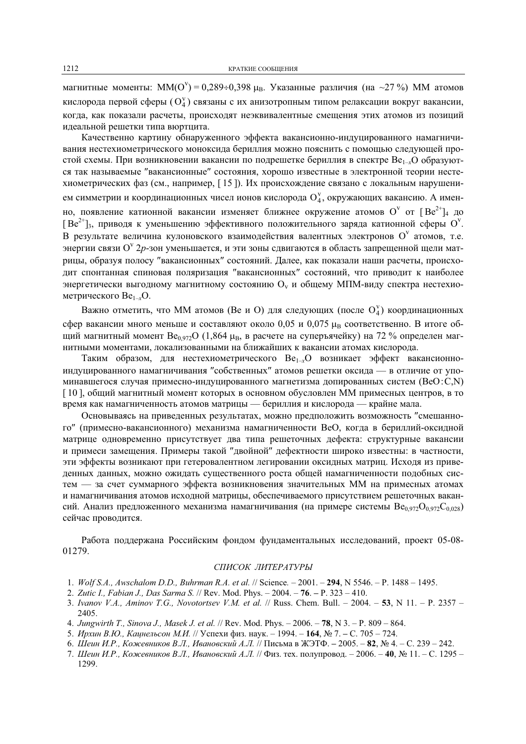магнитные моменты: ММ($O^{v}$) = 0,289÷0,398 $\mu_B$. Указанные различия (на ~27 %) ММ атомов кислорода первой сферы ($O_4^{v}$) связаны с их анизотропным типом релаксации вокруг вакансии, когда, как показали расчеты, происходят неэквивалентные смещения этих атомов из позиций идеальной решетки типа вюртцита.

Качественно картину обнаруженного эффекта вакансионно-индуцированного намагничивания нестехиометрического моноксида бериллия можно пояснить с помощью следующей простой схемы. При возникновении вакансии по подрешетке бериллия в спектре $Be_{1-x}O$ образуются так называемые ″вакансионные″ состояния, хорошо известные в электронной теории нестехиометрических фаз (см., например, [ 15 ]). Их происхождение связано с локальным нарушением симметрии и координационных чисел ионов кислорода $O_4^{v}$, окружающих вакансию. А именно, появление катионной вакансии изменяет ближнее окружение атомов $O^{v}$ от $[Be^{2+}]_4$ до $[Be^{2+}]_3$, приводя к уменьшению эффективного положительного заряда катионной сферы $O^{v}$. В результате величина кулоновского взаимодействия валентных электронов $O^{v}$ атомов, т.е. энергии связи $O^{v}$ $2p$-зон уменьшается, и эти зоны сдвигаются в область запрещенной щели матрицы, образуя полосу ″вакансионных″ состояний. Далее, как показали наши расчеты, происходит спонтанная спиновая поляризация ″вакансионных″ состояний, что приводит к наиболее энергетически выгодному магнитному состоянию $O_v$ и общему МПМ-виду спектра нестехиометрического $Be_{1-x}O$.

Важно отметить, что ММ атомов (Be и O) для следующих (после $O_4^{v}$) координационных сфер вакансии много меньше и составляют около 0,05 и 0,075 $\mu_B$ соответственно. В итоге общий магнитный момент $Be_{0,972}O$ (1,864 $\mu_B$, в расчете на суперъячейку) на 72 % определен магнитными моментами, локализованными на ближайших к вакансии атомах кислорода.

Таким образом, для нестехиометрического $Be_{1-x}O$ возникает эффект вакансионно-индуцированного намагничивания ″собственных″ атомов решетки оксида — в отличие от упоминавшегося случая примесно-индуцированного магнетизма допированных систем (BeO:C,N) [ 10 ], общий магнитный момент которых в основном обусловлен ММ примесных центров, в то время как намагниченность атомов матрицы — бериллия и кислорода — крайне мала.

Основываясь на приведенных результатах, можно предположить возможность ″смешанного″ (примесно-вакансионного) механизма намагниченности BeO, когда в бериллий-оксидной матрице одновременно присутствует два типа решеточных дефекта: структурные вакансии и примеси замещения. Примеры такой ″двойной″ дефектности широко известны: в частности, эти эффекты возникают при гетеровалентном легировании оксидных матриц. Исходя из приведенных данных, можно ожидать существенного роста общей намагниченности подобных систем — за счет суммарного эффекта возникновения значительных ММ на примесных атомах и намагничивания атомов исходной матрицы, обеспечиваемого присутствием решеточных вакансий. Анализ предложенного механизма намагничивания (на примере системы $Be_{0,972}O_{0,972}C_{0,028}$) сейчас проводится.

Работа поддержана Российским фондом фундаментальных исследований, проект 05-08-01279.

## СПИСОК ЛИТЕРАТУРЫ

1. *Wolf S.A., Awschalom D.D., Buhrman R.A. et al.* // Science. – 2001. – **294**, N 5546. – P. 1488 – 1495.
2. *Zutic I., Fabian J., Das Sarma S.* // Rev. Mod. Phys. – 2004. – **76**. – P. 323 – 410.
3. *Ivanov V.A., Aminov T.G., Novotortsev V.M. et al.* // Russ. Chem. Bull. – 2004. – **53**, N 11. – P. 2357 – 2405.
4. *Jungwirth T., Sinova J., Masek J. et al.* // Rev. Mod. Phys. – 2006. – **78**, N 3. – P. 809 – 864.
5. *Ирхин В.Ю., Кацнельсон М.И.* // Успехи физ. наук. – 1994. – **164**, № 7. – С. 705 – 724.
6. *Шеин И.Р., Кожевников В.Л., Ивановский А.Л.* // Письма в ЖЭТФ. – 2005. – **82**, № 4. – С. 239 – 242.
7. *Шеин И.Р., Кожевников В.Л., Ивановский А.Л.* // Физ. тех. полупровод. – 2006. – **40**, № 11. – С. 1295 – 1299.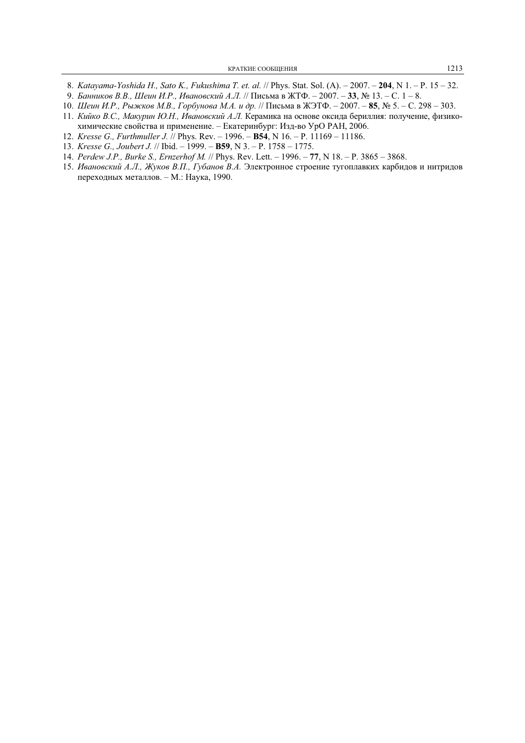8. *Katayama-Yoshida H., Sato K., Fukushima T. et. al.* // Phys. Stat. Sol. (A). – 2007. – **204**, N 1. – P. 15 – 32.
9. *Банников В.В., Шеин И.Р., Ивановский А.Л.* // Письма в ЖТФ. – 2007. – **33**, № 13. – С. 1 – 8.
10. *Шеин И.Р., Рыжков М.В., Горбунова М.А. и др.* // Письма в ЖЭТФ. – 2007. – **85**, № 5. – С. 298 – 303.
11. *Кийко В.С., Макурин Ю.Н., Ивановский А.Л.* Керамика на основе оксида бериллия: получение, физико-химические свойства и применение. – Екатеринбург: Изд-во УрО РАН, 2006.
12. *Kresse G., Furthmuller J.* // Phys. Rev. – 1996. – **B54**, N 16. – P. 11169 – 11186.
13. *Kresse G., Joubert J.* // Ibid. – 1999. – **B59**, N 3. – P. 1758 – 1775.
14. *Perdew J.P., Burke S., Ernzerhof M.* // Phys. Rev. Lett. – 1996. – **77**, N 18. – P. 3865 – 3868.
15. *Ивановский А.Л., Жуков В.П., Губанов В.А.* Электронное строение тугоплавких карбидов и нитридов переходных металлов. – М.: Наука, 1990.